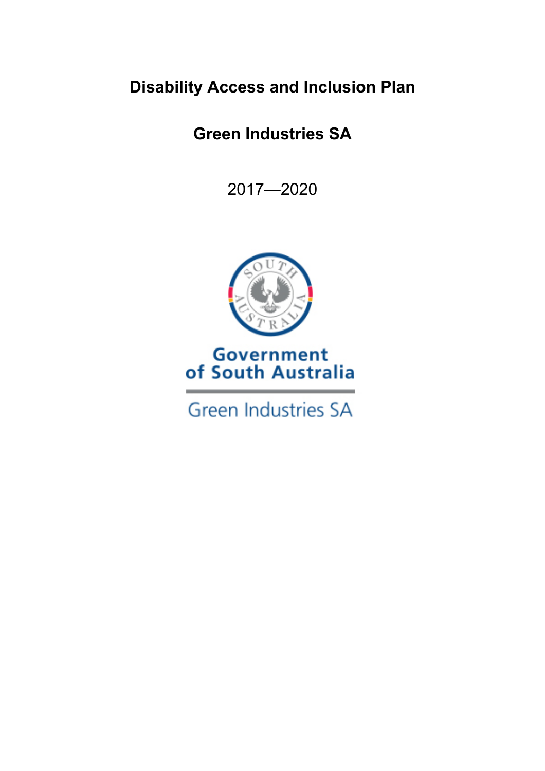# Disability Access and Inclusion Plan

## Green Industries SA

2017—2020

Government of South Australia

Green Industries SA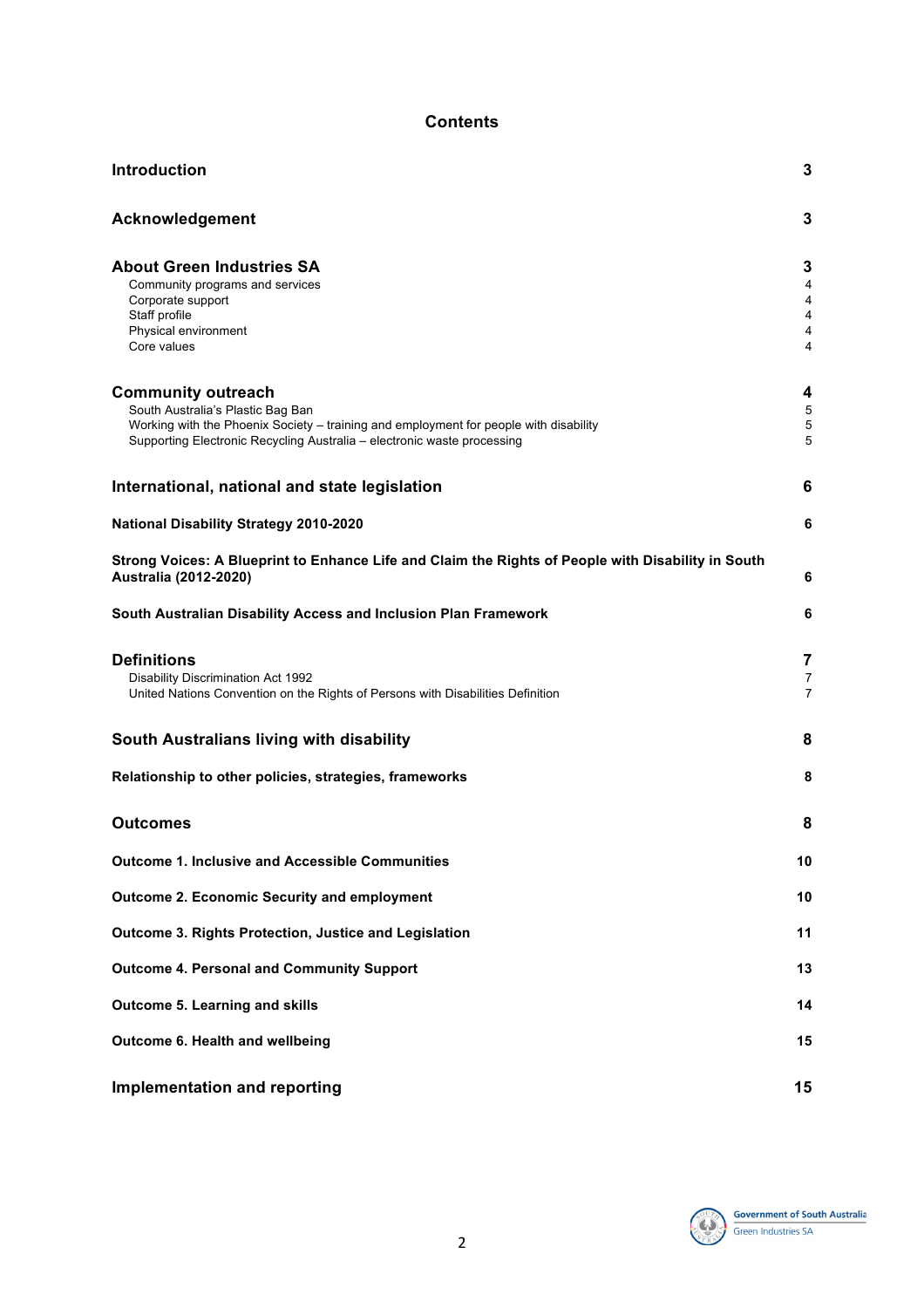# Contents

| | |
|---|---|
| **Introduction** | **3** |
| **Acknowledgement** | **3** |
| **About Green Industries SA** | **3** |
| Community programs and services | 4 |
| Corporate support | 4 |
| Staff profile | 4 |
| Physical environment | 4 |
| Core values | 4 |
| **Community outreach** | **4** |
| South Australia's Plastic Bag Ban | 5 |
| Working with the Phoenix Society – training and employment for people with disability | 5 |
| Supporting Electronic Recycling Australia – electronic waste processing | 5 |
| **International, national and state legislation** | **6** |
| **National Disability Strategy 2010-2020** | **6** |
| **Strong Voices: A Blueprint to Enhance Life and Claim the Rights of People with Disability in South Australia (2012-2020)** | **6** |
| **South Australian Disability Access and Inclusion Plan Framework** | **6** |
| **Definitions** | **7** |
| Disability Discrimination Act 1992 | 7 |
| United Nations Convention on the Rights of Persons with Disabilities Definition | 7 |
| **South Australians living with disability** | **8** |
| **Relationship to other policies, strategies, frameworks** | **8** |
| **Outcomes** | **8** |
| **Outcome 1. Inclusive and Accessible Communities** | **10** |
| **Outcome 2. Economic Security and employment** | **10** |
| **Outcome 3. Rights Protection, Justice and Legislation** | **11** |
| **Outcome 4. Personal and Community Support** | **13** |
| **Outcome 5. Learning and skills** | **14** |
| **Outcome 6. Health and wellbeing** | **15** |
| **Implementation and reporting** | **15** |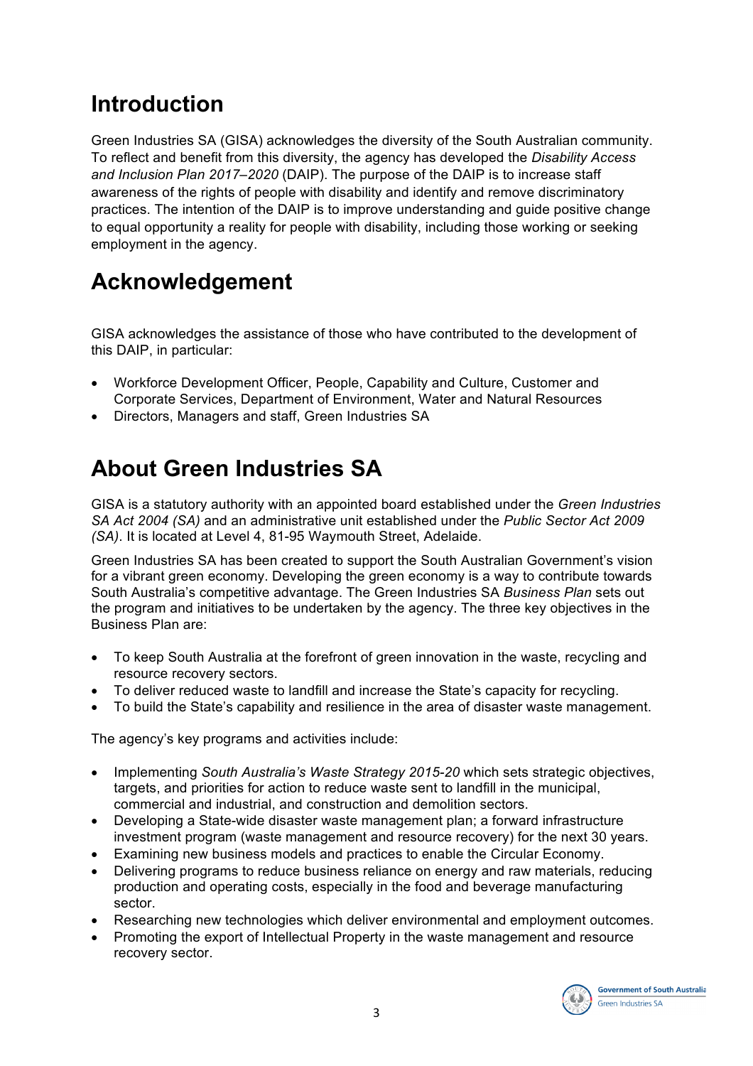# Introduction

Green Industries SA (GISA) acknowledges the diversity of the South Australian community. To reflect and benefit from this diversity, the agency has developed the *Disability Access and Inclusion Plan 2017–2020* (DAIP). The purpose of the DAIP is to increase staff awareness of the rights of people with disability and identify and remove discriminatory practices. The intention of the DAIP is to improve understanding and guide positive change to equal opportunity a reality for people with disability, including those working or seeking employment in the agency.

# Acknowledgement

GISA acknowledges the assistance of those who have contributed to the development of this DAIP, in particular:

- Workforce Development Officer, People, Capability and Culture, Customer and Corporate Services, Department of Environment, Water and Natural Resources
- Directors, Managers and staff, Green Industries SA

# About Green Industries SA

GISA is a statutory authority with an appointed board established under the *Green Industries SA Act 2004 (SA)* and an administrative unit established under the *Public Sector Act 2009 (SA)*. It is located at Level 4, 81-95 Waymouth Street, Adelaide.

Green Industries SA has been created to support the South Australian Government's vision for a vibrant green economy. Developing the green economy is a way to contribute towards South Australia's competitive advantage. The Green Industries SA *Business Plan* sets out the program and initiatives to be undertaken by the agency. The three key objectives in the Business Plan are:

- To keep South Australia at the forefront of green innovation in the waste, recycling and resource recovery sectors.
- To deliver reduced waste to landfill and increase the State's capacity for recycling.
- To build the State's capability and resilience in the area of disaster waste management.

The agency's key programs and activities include:

- Implementing *South Australia's Waste Strategy 2015-20* which sets strategic objectives, targets, and priorities for action to reduce waste sent to landfill in the municipal, commercial and industrial, and construction and demolition sectors.
- Developing a State-wide disaster waste management plan; a forward infrastructure investment program (waste management and resource recovery) for the next 30 years.
- Examining new business models and practices to enable the Circular Economy.
- Delivering programs to reduce business reliance on energy and raw materials, reducing production and operating costs, especially in the food and beverage manufacturing sector.
- Researching new technologies which deliver environmental and employment outcomes.
- Promoting the export of Intellectual Property in the waste management and resource recovery sector.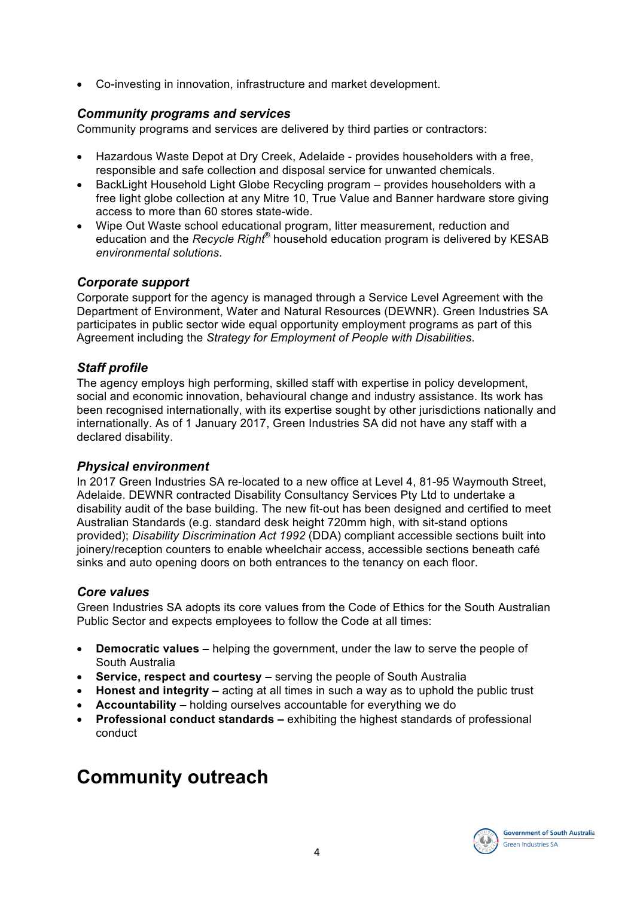- Co-investing in innovation, infrastructure and market development.

### *Community programs and services*

Community programs and services are delivered by third parties or contractors:

- Hazardous Waste Depot at Dry Creek, Adelaide - provides householders with a free, responsible and safe collection and disposal service for unwanted chemicals.
- BackLight Household Light Globe Recycling program – provides householders with a free light globe collection at any Mitre 10, True Value and Banner hardware store giving access to more than 60 stores state-wide.
- Wipe Out Waste school educational program, litter measurement, reduction and education and the *Recycle Right®* household education program is delivered by KESAB *environmental solutions*.

### *Corporate support*

Corporate support for the agency is managed through a Service Level Agreement with the Department of Environment, Water and Natural Resources (DEWNR). Green Industries SA participates in public sector wide equal opportunity employment programs as part of this Agreement including the *Strategy for Employment of People with Disabilities*.

### *Staff profile*

The agency employs high performing, skilled staff with expertise in policy development, social and economic innovation, behavioural change and industry assistance. Its work has been recognised internationally, with its expertise sought by other jurisdictions nationally and internationally. As of 1 January 2017, Green Industries SA did not have any staff with a declared disability.

### *Physical environment*

In 2017 Green Industries SA re-located to a new office at Level 4, 81-95 Waymouth Street, Adelaide. DEWNR contracted Disability Consultancy Services Pty Ltd to undertake a disability audit of the base building. The new fit-out has been designed and certified to meet Australian Standards (e.g. standard desk height 720mm high, with sit-stand options provided); *Disability Discrimination Act 1992* (DDA) compliant accessible sections built into joinery/reception counters to enable wheelchair access, accessible sections beneath café sinks and auto opening doors on both entrances to the tenancy on each floor.

### *Core values*

Green Industries SA adopts its core values from the Code of Ethics for the South Australian Public Sector and expects employees to follow the Code at all times:

- **Democratic values –** helping the government, under the law to serve the people of South Australia
- **Service, respect and courtesy –** serving the people of South Australia
- **Honest and integrity –** acting at all times in such a way as to uphold the public trust
- **Accountability –** holding ourselves accountable for everything we do
- **Professional conduct standards –** exhibiting the highest standards of professional conduct

# Community outreach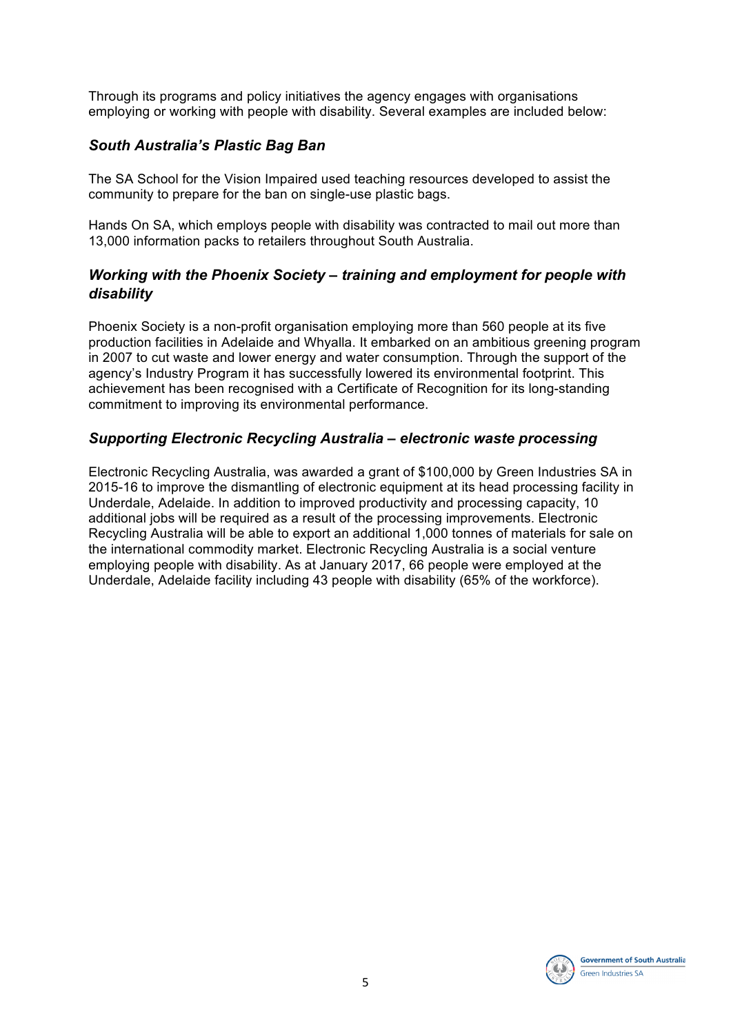Through its programs and policy initiatives the agency engages with organisations employing or working with people with disability. Several examples are included below:

### *South Australia's Plastic Bag Ban*

The SA School for the Vision Impaired used teaching resources developed to assist the community to prepare for the ban on single-use plastic bags.

Hands On SA, which employs people with disability was contracted to mail out more than 13,000 information packs to retailers throughout South Australia.

### *Working with the Phoenix Society – training and employment for people with disability*

Phoenix Society is a non-profit organisation employing more than 560 people at its five production facilities in Adelaide and Whyalla. It embarked on an ambitious greening program in 2007 to cut waste and lower energy and water consumption. Through the support of the agency's Industry Program it has successfully lowered its environmental footprint. This achievement has been recognised with a Certificate of Recognition for its long-standing commitment to improving its environmental performance.

### *Supporting Electronic Recycling Australia – electronic waste processing*

Electronic Recycling Australia, was awarded a grant of $100,000 by Green Industries SA in 2015-16 to improve the dismantling of electronic equipment at its head processing facility in Underdale, Adelaide. In addition to improved productivity and processing capacity, 10 additional jobs will be required as a result of the processing improvements. Electronic Recycling Australia will be able to export an additional 1,000 tonnes of materials for sale on the international commodity market. Electronic Recycling Australia is a social venture employing people with disability. As at January 2017, 66 people were employed at the Underdale, Adelaide facility including 43 people with disability (65% of the workforce).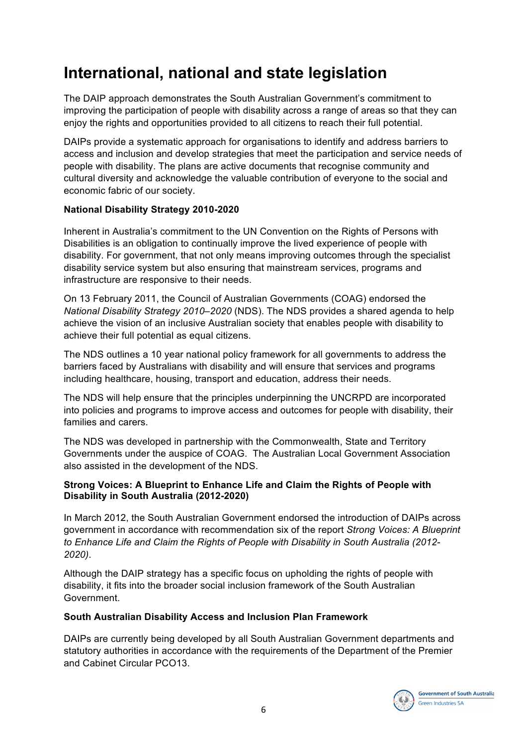# International, national and state legislation

The DAIP approach demonstrates the South Australian Government's commitment to improving the participation of people with disability across a range of areas so that they can enjoy the rights and opportunities provided to all citizens to reach their full potential.

DAIPs provide a systematic approach for organisations to identify and address barriers to access and inclusion and develop strategies that meet the participation and service needs of people with disability. The plans are active documents that recognise community and cultural diversity and acknowledge the valuable contribution of everyone to the social and economic fabric of our society.

**National Disability Strategy 2010-2020**

Inherent in Australia's commitment to the UN Convention on the Rights of Persons with Disabilities is an obligation to continually improve the lived experience of people with disability. For government, that not only means improving outcomes through the specialist disability service system but also ensuring that mainstream services, programs and infrastructure are responsive to their needs.

On 13 February 2011, the Council of Australian Governments (COAG) endorsed the *National Disability Strategy 2010–2020* (NDS). The NDS provides a shared agenda to help achieve the vision of an inclusive Australian society that enables people with disability to achieve their full potential as equal citizens.

The NDS outlines a 10 year national policy framework for all governments to address the barriers faced by Australians with disability and will ensure that services and programs including healthcare, housing, transport and education, address their needs.

The NDS will help ensure that the principles underpinning the UNCRPD are incorporated into policies and programs to improve access and outcomes for people with disability, their families and carers.

The NDS was developed in partnership with the Commonwealth, State and Territory Governments under the auspice of COAG. The Australian Local Government Association also assisted in the development of the NDS.

**Strong Voices: A Blueprint to Enhance Life and Claim the Rights of People with Disability in South Australia (2012-2020)**

In March 2012, the South Australian Government endorsed the introduction of DAIPs across government in accordance with recommendation six of the report *Strong Voices: A Blueprint to Enhance Life and Claim the Rights of People with Disability in South Australia (2012-2020).*

Although the DAIP strategy has a specific focus on upholding the rights of people with disability, it fits into the broader social inclusion framework of the South Australian Government.

**South Australian Disability Access and Inclusion Plan Framework**

DAIPs are currently being developed by all South Australian Government departments and statutory authorities in accordance with the requirements of the Department of the Premier and Cabinet Circular PCO13.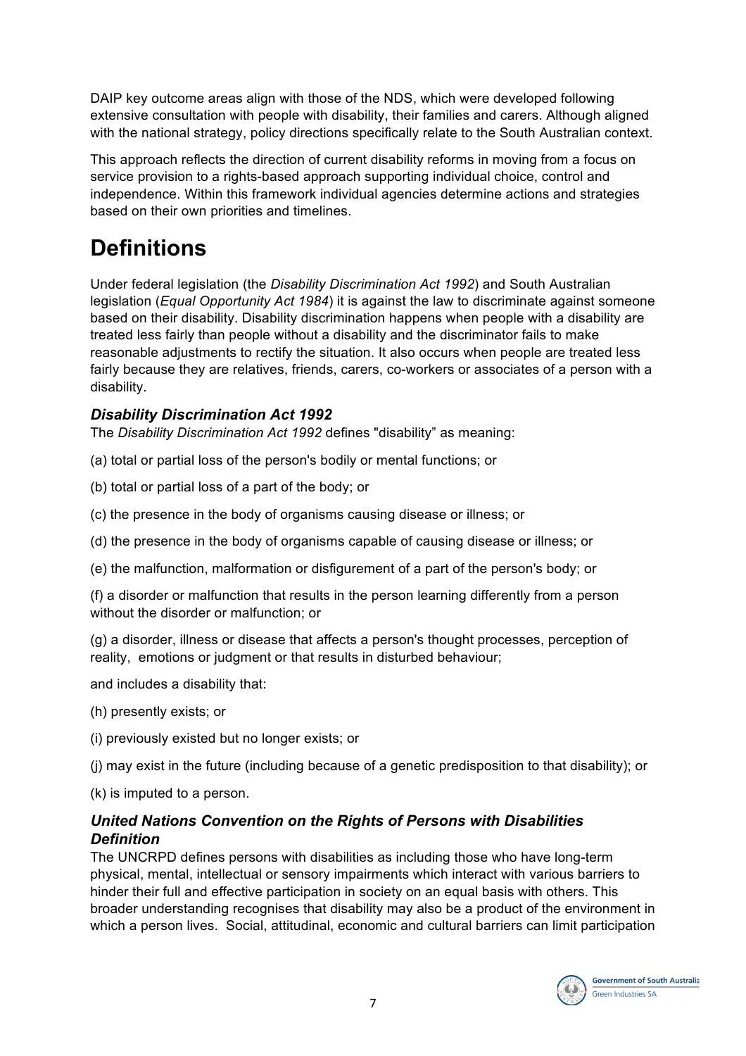DAIP key outcome areas align with those of the NDS, which were developed following extensive consultation with people with disability, their families and carers. Although aligned with the national strategy, policy directions specifically relate to the South Australian context.

This approach reflects the direction of current disability reforms in moving from a focus on service provision to a rights-based approach supporting individual choice, control and independence. Within this framework individual agencies determine actions and strategies based on their own priorities and timelines.

# Definitions

Under federal legislation (the *Disability Discrimination Act 1992*) and South Australian legislation (*Equal Opportunity Act 1984*) it is against the law to discriminate against someone based on their disability. Disability discrimination happens when people with a disability are treated less fairly than people without a disability and the discriminator fails to make reasonable adjustments to rectify the situation. It also occurs when people are treated less fairly because they are relatives, friends, carers, co-workers or associates of a person with a disability.

### *Disability Discrimination Act 1992*

The *Disability Discrimination Act 1992* defines "disability" as meaning:

(a) total or partial loss of the person's bodily or mental functions; or

(b) total or partial loss of a part of the body; or

(c) the presence in the body of organisms causing disease or illness; or

(d) the presence in the body of organisms capable of causing disease or illness; or

(e) the malfunction, malformation or disfigurement of a part of the person's body; or

(f) a disorder or malfunction that results in the person learning differently from a person without the disorder or malfunction; or

(g) a disorder, illness or disease that affects a person's thought processes, perception of reality, emotions or judgment or that results in disturbed behaviour;

and includes a disability that:

(h) presently exists; or

(i) previously existed but no longer exists; or

(j) may exist in the future (including because of a genetic predisposition to that disability); or

(k) is imputed to a person.

### *United Nations Convention on the Rights of Persons with Disabilities Definition*

The UNCRPD defines persons with disabilities as including those who have long-term physical, mental, intellectual or sensory impairments which interact with various barriers to hinder their full and effective participation in society on an equal basis with others. This broader understanding recognises that disability may also be a product of the environment in which a person lives. Social, attitudinal, economic and cultural barriers can limit participation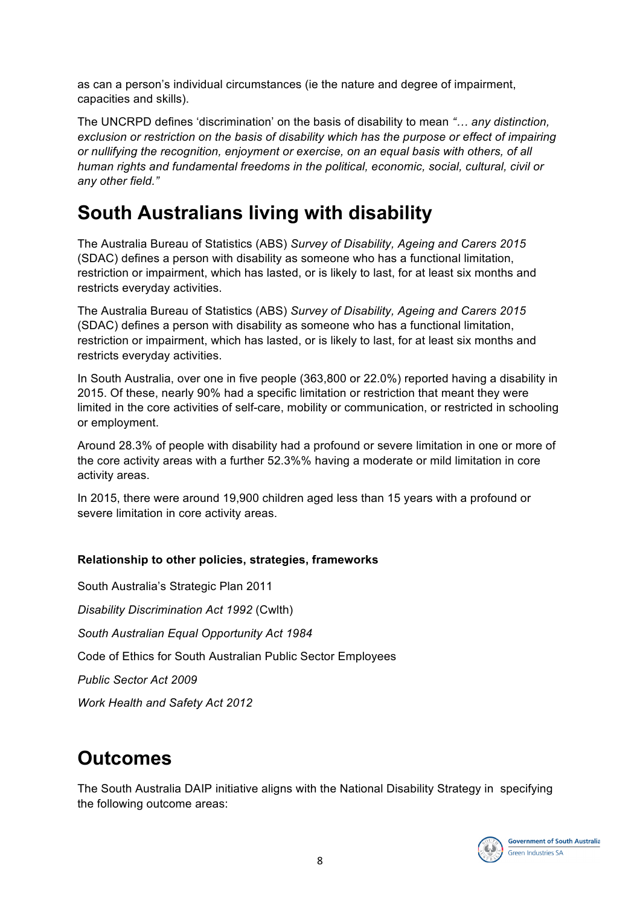as can a person's individual circumstances (ie the nature and degree of impairment, capacities and skills).

The UNCRPD defines 'discrimination' on the basis of disability to mean *"… any distinction, exclusion or restriction on the basis of disability which has the purpose or effect of impairing or nullifying the recognition, enjoyment or exercise, on an equal basis with others, of all human rights and fundamental freedoms in the political, economic, social, cultural, civil or any other field."*

# South Australians living with disability

The Australia Bureau of Statistics (ABS) *Survey of Disability, Ageing and Carers 2015* (SDAC) defines a person with disability as someone who has a functional limitation, restriction or impairment, which has lasted, or is likely to last, for at least six months and restricts everyday activities.

The Australia Bureau of Statistics (ABS) *Survey of Disability, Ageing and Carers 2015* (SDAC) defines a person with disability as someone who has a functional limitation, restriction or impairment, which has lasted, or is likely to last, for at least six months and restricts everyday activities.

In South Australia, over one in five people (363,800 or 22.0%) reported having a disability in 2015. Of these, nearly 90% had a specific limitation or restriction that meant they were limited in the core activities of self-care, mobility or communication, or restricted in schooling or employment.

Around 28.3% of people with disability had a profound or severe limitation in one or more of the core activity areas with a further 52.3%% having a moderate or mild limitation in core activity areas.

In 2015, there were around 19,900 children aged less than 15 years with a profound or severe limitation in core activity areas.

**Relationship to other policies, strategies, frameworks**

South Australia's Strategic Plan 2011

*Disability Discrimination Act 1992* (Cwlth)

*South Australian Equal Opportunity Act 1984*

Code of Ethics for South Australian Public Sector Employees

*Public Sector Act 2009*

*Work Health and Safety Act 2012*

# Outcomes

The South Australia DAIP initiative aligns with the National Disability Strategy in specifying the following outcome areas: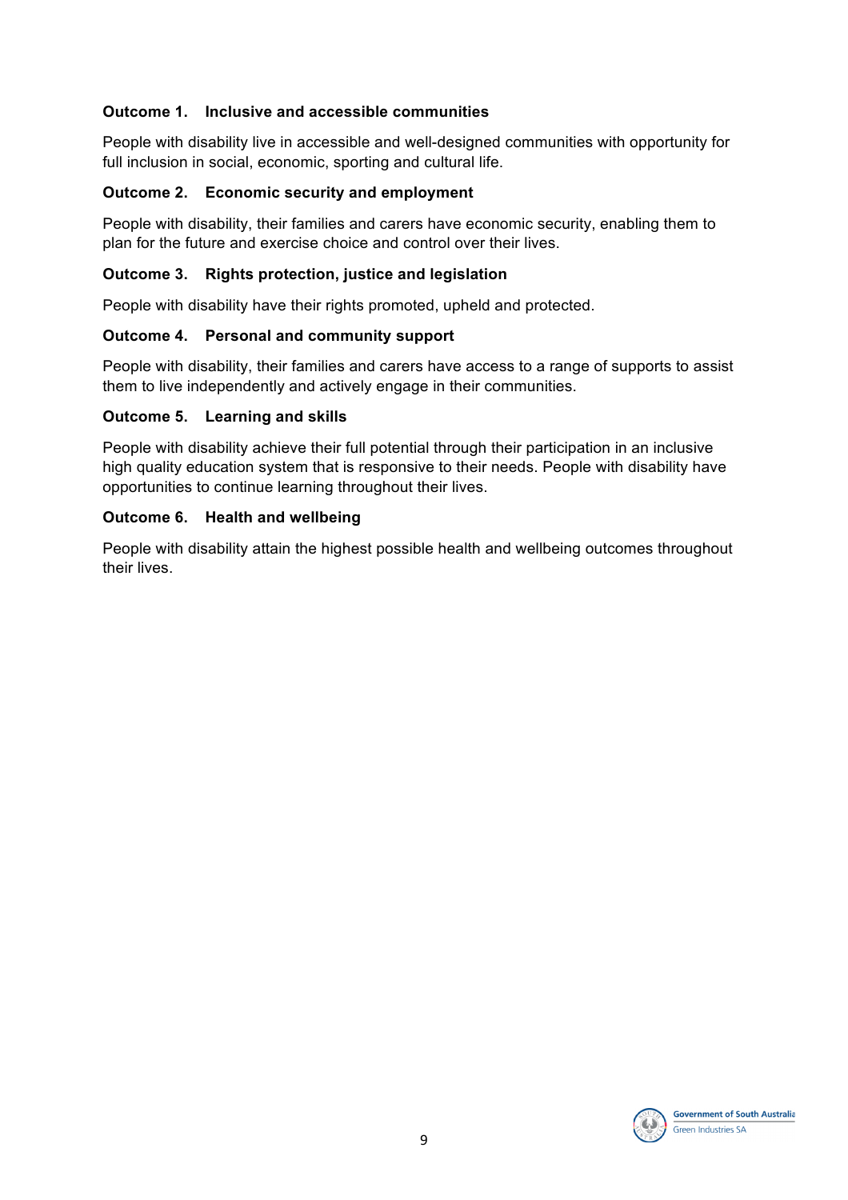**Outcome 1. Inclusive and accessible communities**

People with disability live in accessible and well-designed communities with opportunity for full inclusion in social, economic, sporting and cultural life.

**Outcome 2. Economic security and employment**

People with disability, their families and carers have economic security, enabling them to plan for the future and exercise choice and control over their lives.

**Outcome 3. Rights protection, justice and legislation**

People with disability have their rights promoted, upheld and protected.

**Outcome 4. Personal and community support**

People with disability, their families and carers have access to a range of supports to assist them to live independently and actively engage in their communities.

**Outcome 5. Learning and skills**

People with disability achieve their full potential through their participation in an inclusive high quality education system that is responsive to their needs. People with disability have opportunities to continue learning throughout their lives.

**Outcome 6. Health and wellbeing**

People with disability attain the highest possible health and wellbeing outcomes throughout their lives.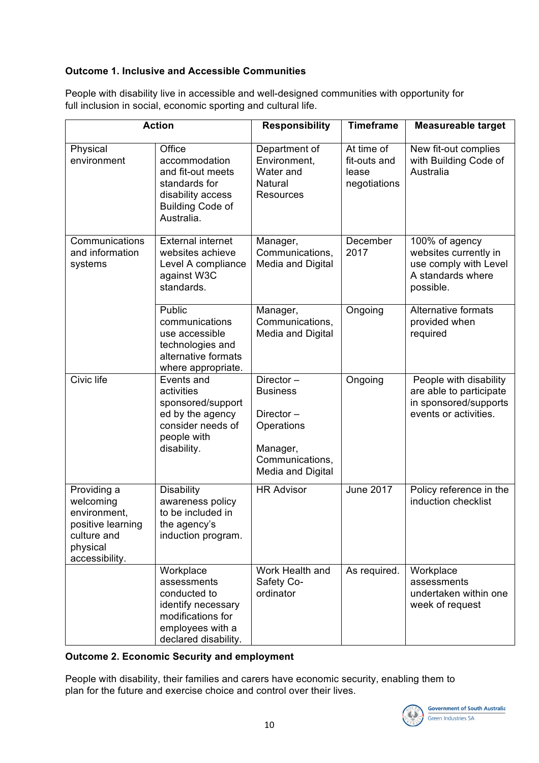**Outcome 1. Inclusive and Accessible Communities**

People with disability live in accessible and well-designed communities with opportunity for full inclusion in social, economic sporting and cultural life.

| Action | | Responsibility | Timeframe | Measureable target |
|---|---|---|---|---|
| Physical environment | Office accommodation and fit-out meets standards for disability access Building Code of Australia. | Department of Environment, Water and Natural Resources | At time of fit-outs and lease negotiations | New fit-out complies with Building Code of Australia |
| Communications and information systems | External internet websites achieve Level A compliance against W3C standards. | Manager, Communications, Media and Digital | December 2017 | 100% of agency websites currently in use comply with Level A standards where possible. |
| | Public communications use accessible technologies and alternative formats where appropriate. | Manager, Communications, Media and Digital | Ongoing | Alternative formats provided when required |
| Civic life | Events and activities sponsored/supported by the agency consider needs of people with disability. | Director – Business<br><br>Director – Operations<br><br>Manager, Communications, Media and Digital | Ongoing | People with disability are able to participate in sponsored/supports events or activities. |
| Providing a welcoming environment, positive learning culture and physical accessibility. | Disability awareness policy to be included in the agency's induction program. | HR Advisor | June 2017 | Policy reference in the induction checklist |
| | Workplace assessments conducted to identify necessary modifications for employees with a declared disability. | Work Health and Safety Co-ordinator | As required. | Workplace assessments undertaken within one week of request |

**Outcome 2. Economic Security and employment**

People with disability, their families and carers have economic security, enabling them to plan for the future and exercise choice and control over their lives.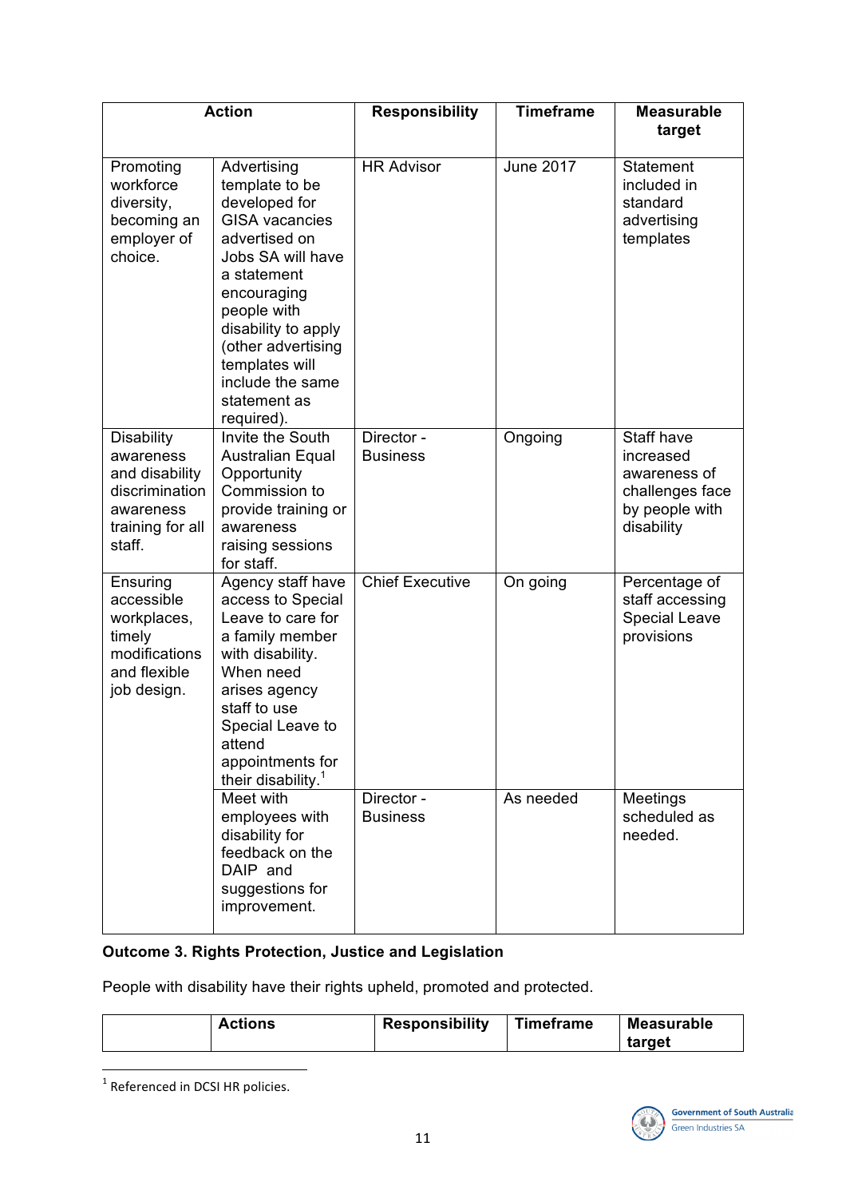| Action | | Responsibility | Timeframe | Measurable target |
|---|---|---|---|---|
| Promoting workforce diversity, becoming an employer of choice. | Advertising template to be developed for GISA vacancies advertised on Jobs SA will have a statement encouraging people with disability to apply (other advertising templates will include the same statement as required). | HR Advisor | June 2017 | Statement included in standard advertising templates |
| Disability awareness and disability discrimination awareness training for all staff. | Invite the South Australian Equal Opportunity Commission to provide training or awareness raising sessions for staff. | Director - Business | Ongoing | Staff have increased awareness of challenges face by people with disability |
| Ensuring accessible workplaces, timely modifications and flexible job design. | Agency staff have access to Special Leave to care for a family member with disability. When need arises agency staff to use Special Leave to attend appointments for their disability.[1] | Chief Executive | On going | Percentage of staff accessing Special Leave provisions |
| | Meet with employees with disability for feedback on the DAIP and suggestions for improvement. | Director - Business | As needed | Meetings scheduled as needed. |

**Outcome 3. Rights Protection, Justice and Legislation**

People with disability have their rights upheld, promoted and protected.

| | Actions | Responsibility | Timeframe | Measurable target |
|---|---|---|---|---|

[1] Referenced in DCSI HR policies.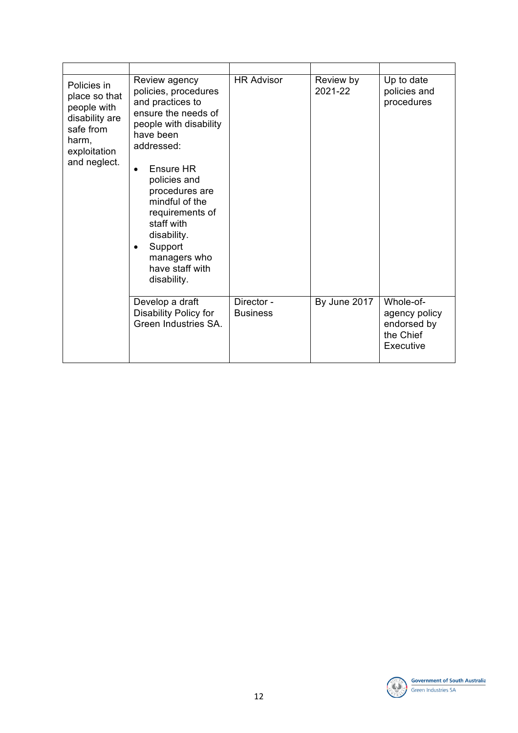| | | | | |
|---|---|---|---|---|
| Policies in place so that people with disability are safe from harm, exploitation and neglect. | Review agency policies, procedures and practices to ensure the needs of people with disability have been addressed:<br><br>• Ensure HR policies and procedures are mindful of the requirements of staff with disability.<br>• Support managers who have staff with disability. | HR Advisor | Review by 2021-22 | Up to date policies and procedures |
| | Develop a draft Disability Policy for Green Industries SA. | Director - Business | By June 2017 | Whole-of-agency policy endorsed by the Chief Executive |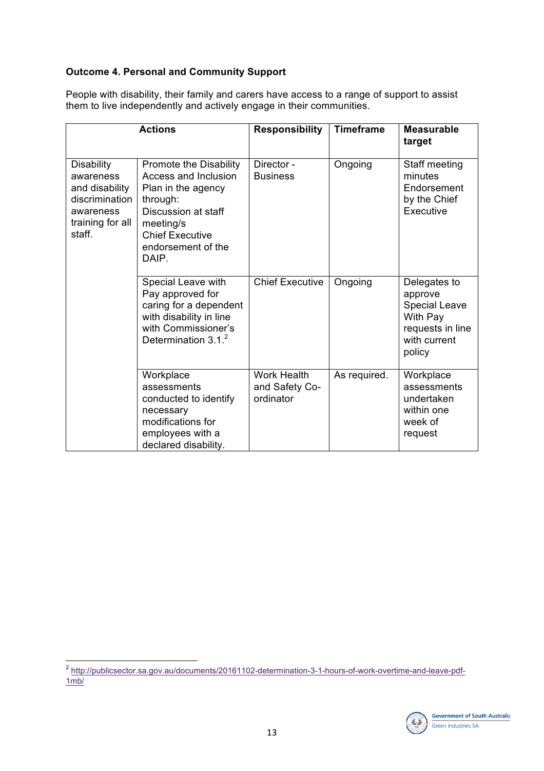**Outcome 4. Personal and Community Support**

People with disability, their family and carers have access to a range of support to assist them to live independently and actively engage in their communities.

| Actions | | Responsibility | Timeframe | Measurable target |
|---|---|---|---|---|
| Disability awareness and disability discrimination awareness training for all staff. | Promote the Disability Access and Inclusion Plan in the agency through:<br>Discussion at staff meeting/s<br>Chief Executive endorsement of the DAIP. | Director - Business | Ongoing | Staff meeting minutes<br>Endorsement by the Chief Executive |
| | Special Leave with Pay approved for caring for a dependent with disability in line with Commissioner's Determination 3.1.[2] | Chief Executive | Ongoing | Delegates to approve Special Leave With Pay requests in line with current policy |
| | Workplace assessments conducted to identify necessary modifications for employees with a declared disability. | Work Health and Safety Co-ordinator | As required. | Workplace assessments undertaken within one week of request |

[2] http://publicsector.sa.gov.au/documents/20161102-determination-3-1-hours-of-work-overtime-and-leave-pdf-1mb/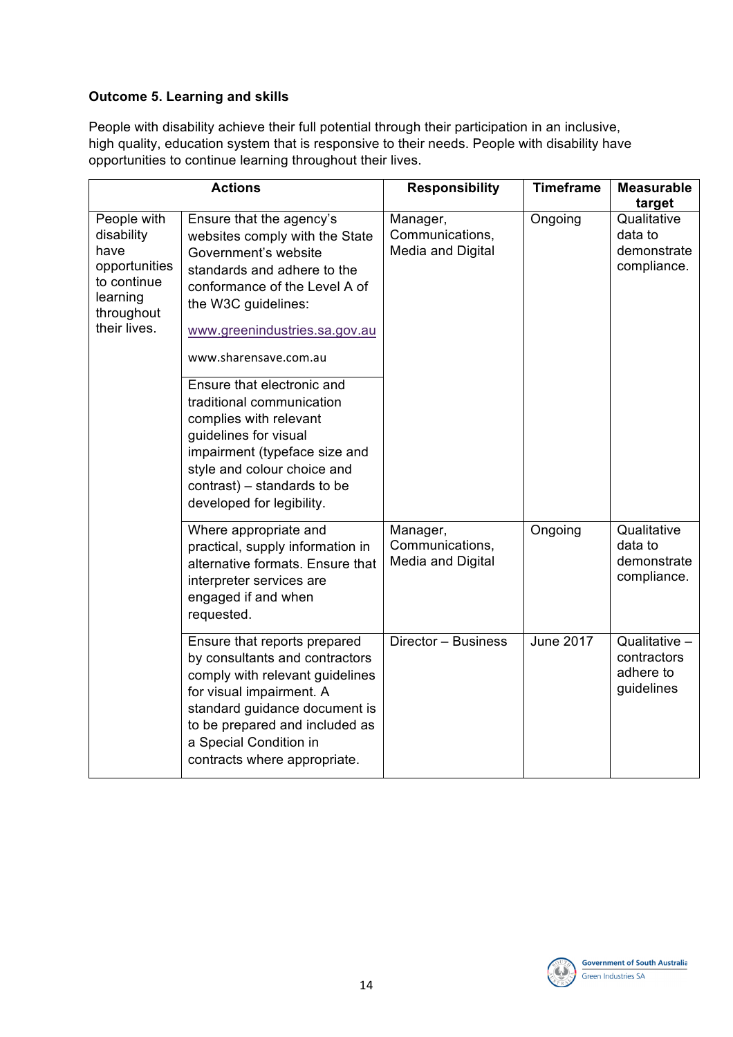**Outcome 5. Learning and skills**

People with disability achieve their full potential through their participation in an inclusive, high quality, education system that is responsive to their needs. People with disability have opportunities to continue learning throughout their lives.

| Actions | | Responsibility | Timeframe | Measurable target |
|---|---|---|---|---|
| People with disability have opportunities to continue learning throughout their lives. | Ensure that the agency's websites comply with the State Government's website standards and adhere to the conformance of the Level A of the W3C guidelines: www.greenindustries.sa.gov.au www.sharensave.com.au | Manager, Communications, Media and Digital | Ongoing | Qualitative data to demonstrate compliance. |
| | Ensure that electronic and traditional communication complies with relevant guidelines for visual impairment (typeface size and style and colour choice and contrast) – standards to be developed for legibility. | | | |
| | Where appropriate and practical, supply information in alternative formats. Ensure that interpreter services are engaged if and when requested. | Manager, Communications, Media and Digital | Ongoing | Qualitative data to demonstrate compliance. |
| | Ensure that reports prepared by consultants and contractors comply with relevant guidelines for visual impairment. A standard guidance document is to be prepared and included as a Special Condition in contracts where appropriate. | Director – Business | June 2017 | Qualitative – contractors adhere to guidelines |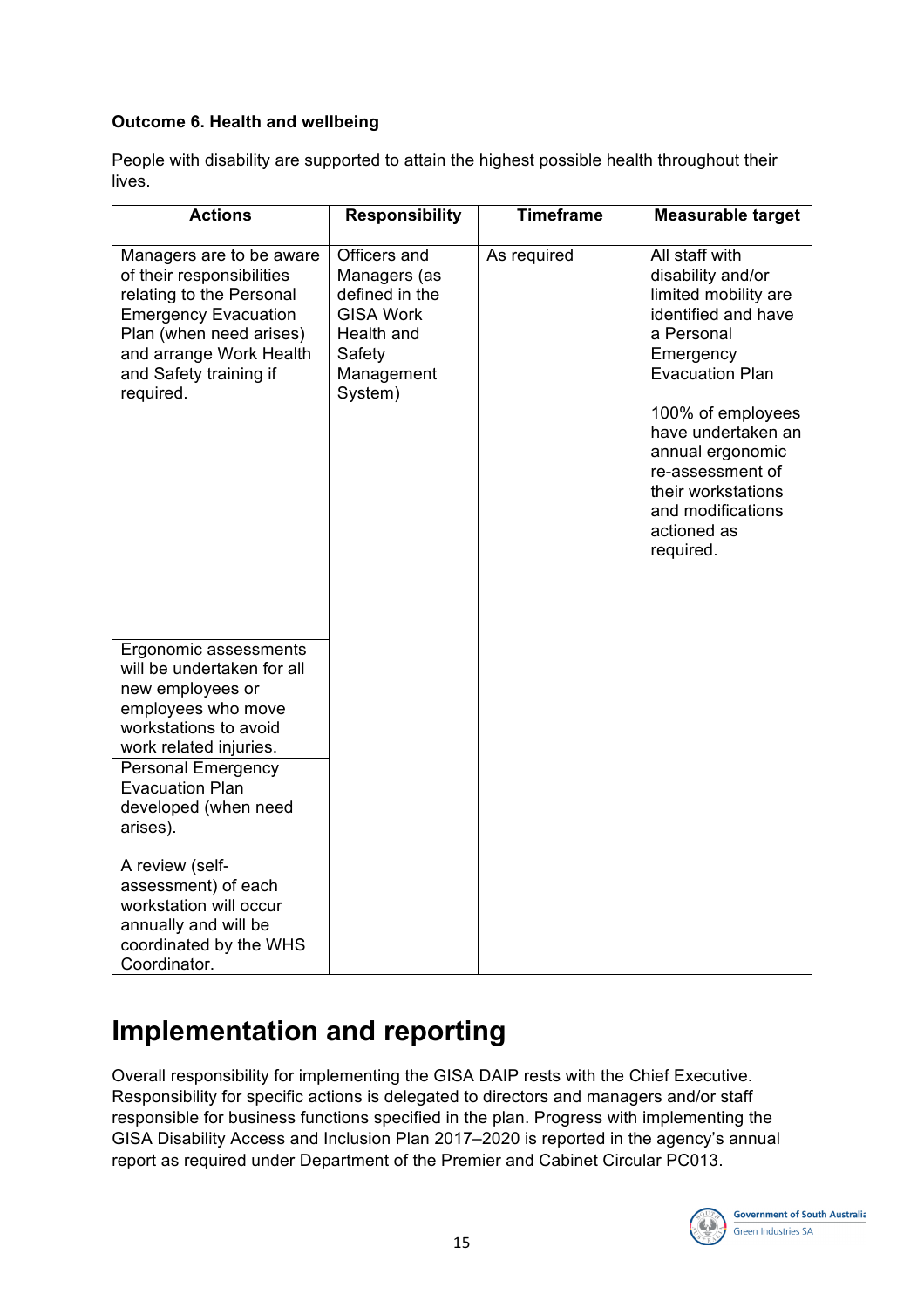**Outcome 6. Health and wellbeing**

People with disability are supported to attain the highest possible health throughout their lives.

| Actions | Responsibility | Timeframe | Measurable target |
| --- | --- | --- | --- |
| Managers are to be aware of their responsibilities relating to the Personal Emergency Evacuation Plan (when need arises) and arrange Work Health and Safety training if required. | Officers and Managers (as defined in the GISA Work Health and Safety Management System) | As required | All staff with disability and/or limited mobility are identified and have a Personal Emergency Evacuation Plan<br><br>100% of employees have undertaken an annual ergonomic re-assessment of their workstations and modifications actioned as required. |
| Ergonomic assessments will be undertaken for all new employees or employees who move workstations to avoid work related injuries. | | | |
| Personal Emergency Evacuation Plan developed (when need arises).<br><br>A review (self-assessment) of each workstation will occur annually and will be coordinated by the WHS Coordinator. | | | |

# Implementation and reporting

Overall responsibility for implementing the GISA DAIP rests with the Chief Executive. Responsibility for specific actions is delegated to directors and managers and/or staff responsible for business functions specified in the plan. Progress with implementing the GISA Disability Access and Inclusion Plan 2017–2020 is reported in the agency's annual report as required under Department of the Premier and Cabinet Circular PC013.